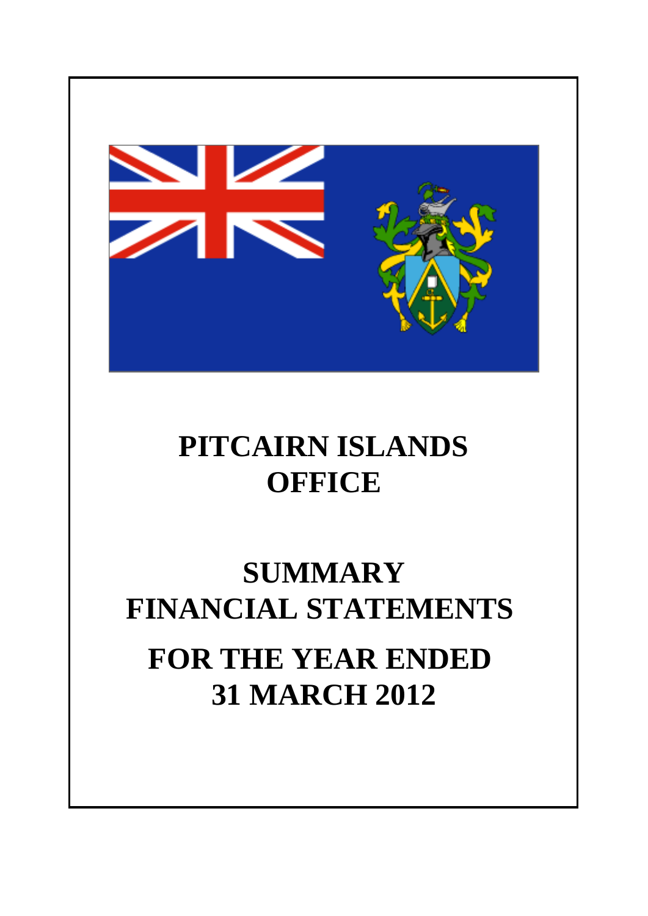# PITCAIRN ISLANDS OFFICE

# SUMMARY FINANCIAL STATEMENTS

# FOR THE YEAR ENDED 31 MARCH 2012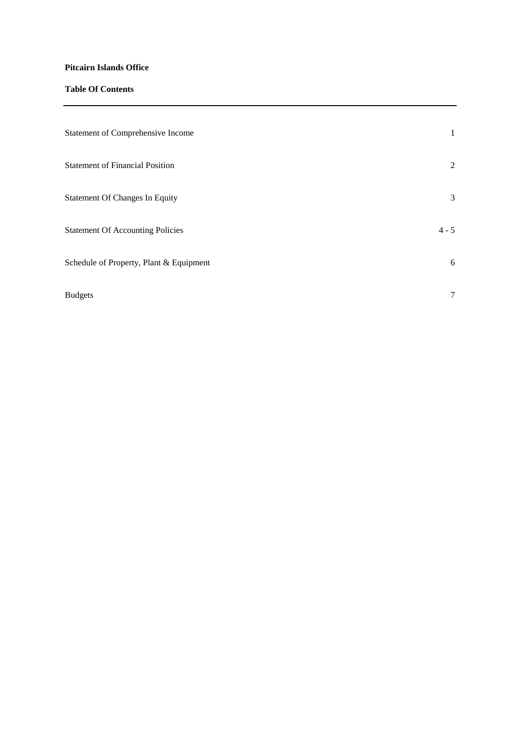**Pitcairn Islands Office**

**Table Of Contents**

---

| | |
|---|---|
| Statement of Comprehensive Income | 1 |
| Statement of Financial Position | 2 |
| Statement Of Changes In Equity | 3 |
| Statement Of Accounting Policies | 4 - 5 |
| Schedule of Property, Plant & Equipment | 6 |
| Budgets | 7 |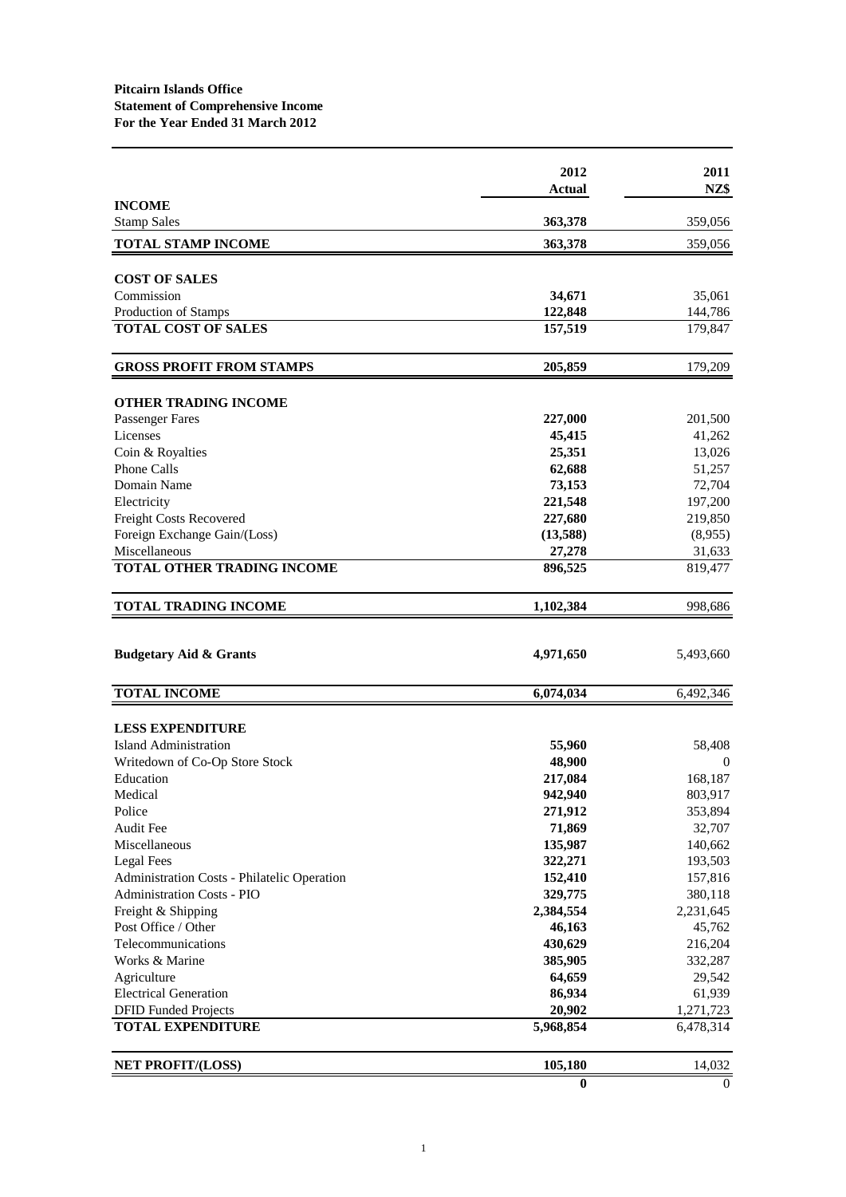**Pitcairn Islands Office**
**Statement of Comprehensive Income**
**For the Year Ended 31 March 2012**

| | 2012 Actual | 2011 NZ$ |
|---|---|---|
| **INCOME** | | |
| Stamp Sales | **363,378** | 359,056 |
| **TOTAL STAMP INCOME** | **363,378** | 359,056 |
| | | |
| **COST OF SALES** | | |
| Commission | **34,671** | 35,061 |
| Production of Stamps | **122,848** | 144,786 |
| **TOTAL COST OF SALES** | **157,519** | 179,847 |
| | | |
| **GROSS PROFIT FROM STAMPS** | **205,859** | 179,209 |
| | | |
| **OTHER TRADING INCOME** | | |
| Passenger Fares | **227,000** | 201,500 |
| Licenses | **45,415** | 41,262 |
| Coin & Royalties | **25,351** | 13,026 |
| Phone Calls | **62,688** | 51,257 |
| Domain Name | **73,153** | 72,704 |
| Electricity | **221,548** | 197,200 |
| Freight Costs Recovered | **227,680** | 219,850 |
| Foreign Exchange Gain/(Loss) | **(13,588)** | (8,955) |
| Miscellaneous | **27,278** | 31,633 |
| **TOTAL OTHER TRADING INCOME** | **896,525** | 819,477 |
| | | |
| **TOTAL TRADING INCOME** | **1,102,384** | 998,686 |
| | | |
| **Budgetary Aid & Grants** | **4,971,650** | 5,493,660 |
| | | |
| **TOTAL INCOME** | **6,074,034** | 6,492,346 |
| | | |
| **LESS EXPENDITURE** | | |
| Island Administration | **55,960** | 58,408 |
| Writedown of Co-Op Store Stock | **48,900** | 0 |
| Education | **217,084** | 168,187 |
| Medical | **942,940** | 803,917 |
| Police | **271,912** | 353,894 |
| Audit Fee | **71,869** | 32,707 |
| Miscellaneous | **135,987** | 140,662 |
| Legal Fees | **322,271** | 193,503 |
| Administration Costs - Philatelic Operation | **152,410** | 157,816 |
| Administration Costs - PIO | **329,775** | 380,118 |
| Freight & Shipping | **2,384,554** | 2,231,645 |
| Post Office / Other | **46,163** | 45,762 |
| Telecommunications | **430,629** | 216,204 |
| Works & Marine | **385,905** | 332,287 |
| Agriculture | **64,659** | 29,542 |
| Electrical Generation | **86,934** | 61,939 |
| DFID Funded Projects | **20,902** | 1,271,723 |
| **TOTAL EXPENDITURE** | **5,968,854** | 6,478,314 |
| | | |
| **NET PROFIT/(LOSS)** | **105,180** | 14,032 |
| | **0** | 0 |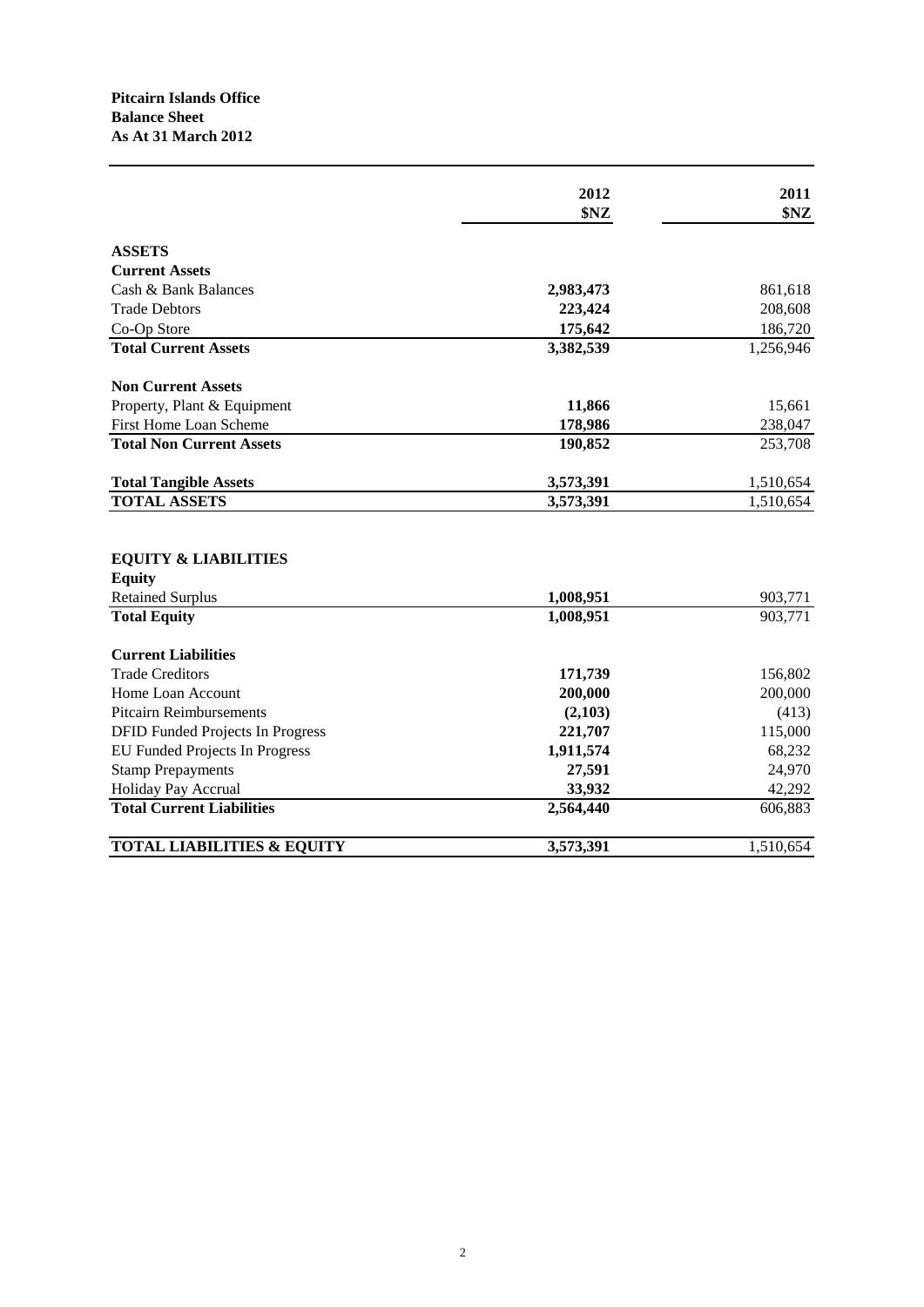**Pitcairn Islands Office**
**Balance Sheet**
**As At 31 March 2012**

| | 2012<br>$NZ | 2011<br>$NZ |
|---|---|---|
| **ASSETS** | | |
| **Current Assets** | | |
| Cash & Bank Balances | **2,983,473** | 861,618 |
| Trade Debtors | **223,424** | 208,608 |
| Co-Op Store | **175,642** | 186,720 |
| **Total Current Assets** | **3,382,539** | 1,256,946 |
| **Non Current Assets** | | |
| Property, Plant & Equipment | **11,866** | 15,661 |
| First Home Loan Scheme | **178,986** | 238,047 |
| **Total Non Current Assets** | **190,852** | 253,708 |
| **Total Tangible Assets** | **3,573,391** | 1,510,654 |
| **TOTAL ASSETS** | **3,573,391** | 1,510,654 |
| **EQUITY & LIABILITIES** | | |
| **Equity** | | |
| Retained Surplus | **1,008,951** | 903,771 |
| **Total Equity** | **1,008,951** | 903,771 |
| **Current Liabilities** | | |
| Trade Creditors | **171,739** | 156,802 |
| Home Loan Account | **200,000** | 200,000 |
| Pitcairn Reimbursements | **(2,103)** | (413) |
| DFID Funded Projects In Progress | **221,707** | 115,000 |
| EU Funded Projects In Progress | **1,911,574** | 68,232 |
| Stamp Prepayments | **27,591** | 24,970 |
| Holiday Pay Accrual | **33,932** | 42,292 |
| **Total Current Liabilities** | **2,564,440** | 606,883 |
| **TOTAL LIABILITIES & EQUITY** | **3,573,391** | 1,510,654 |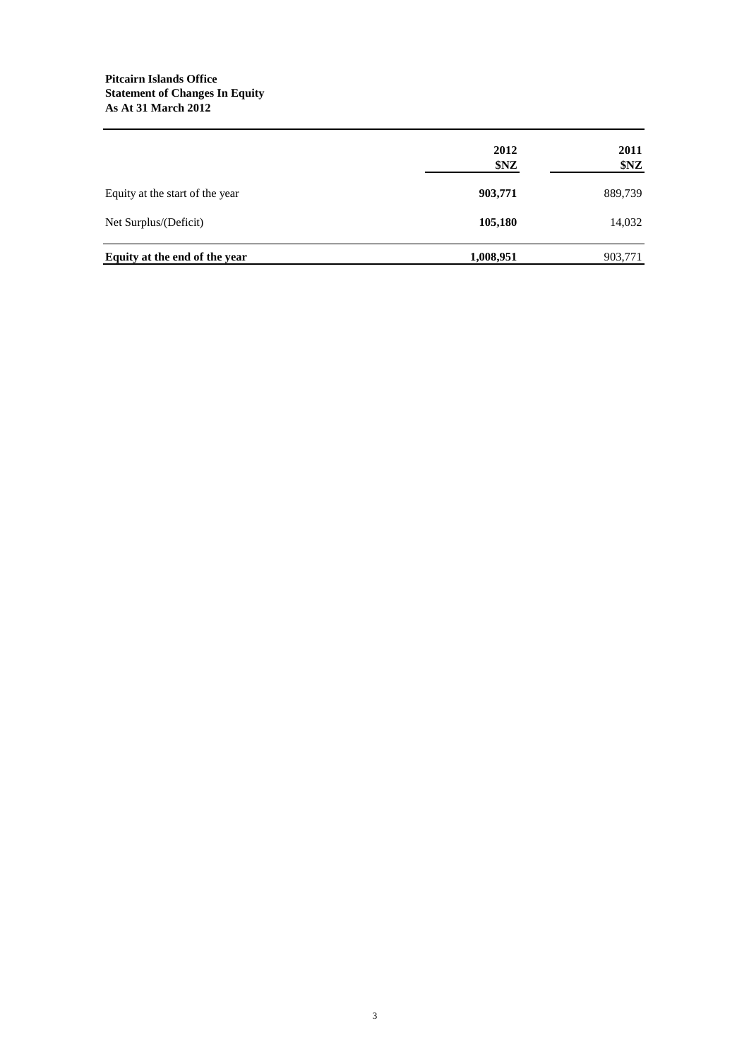**Pitcairn Islands Office**
**Statement of Changes In Equity**
**As At 31 March 2012**

| | 2012 $NZ | 2011 $NZ |
|---|---|---|
| Equity at the start of the year | **903,771** | 889,739 |
| Net Surplus/(Deficit) | **105,180** | 14,032 |
| **Equity at the end of the year** | **1,008,951** | 903,771 |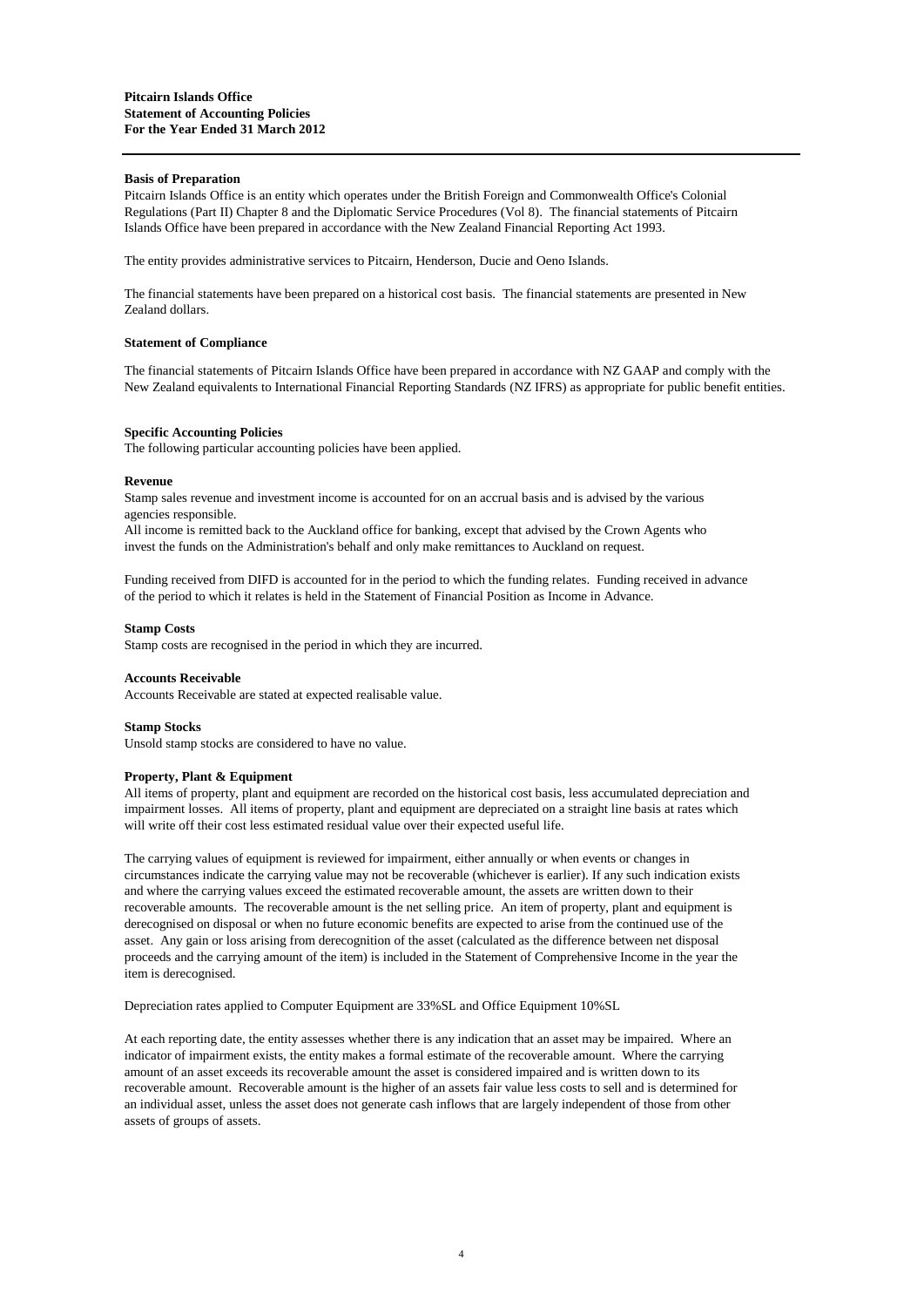**Pitcairn Islands Office**
**Statement of Accounting Policies**
**For the Year Ended 31 March 2012**

---

**Basis of Preparation**

Pitcairn Islands Office is an entity which operates under the British Foreign and Commonwealth Office's Colonial Regulations (Part II) Chapter 8 and the Diplomatic Service Procedures (Vol 8). The financial statements of Pitcairn Islands Office have been prepared in accordance with the New Zealand Financial Reporting Act 1993.

The entity provides administrative services to Pitcairn, Henderson, Ducie and Oeno Islands.

The financial statements have been prepared on a historical cost basis. The financial statements are presented in New Zealand dollars.

**Statement of Compliance**

The financial statements of Pitcairn Islands Office have been prepared in accordance with NZ GAAP and comply with the New Zealand equivalents to International Financial Reporting Standards (NZ IFRS) as appropriate for public benefit entities.

**Specific Accounting Policies**

The following particular accounting policies have been applied.

**Revenue**

Stamp sales revenue and investment income is accounted for on an accrual basis and is advised by the various agencies responsible.
All income is remitted back to the Auckland office for banking, except that advised by the Crown Agents who invest the funds on the Administration's behalf and only make remittances to Auckland on request.

Funding received from DIFD is accounted for in the period to which the funding relates. Funding received in advance of the period to which it relates is held in the Statement of Financial Position as Income in Advance.

**Stamp Costs**

Stamp costs are recognised in the period in which they are incurred.

**Accounts Receivable**

Accounts Receivable are stated at expected realisable value.

**Stamp Stocks**

Unsold stamp stocks are considered to have no value.

**Property, Plant & Equipment**

All items of property, plant and equipment are recorded on the historical cost basis, less accumulated depreciation and impairment losses. All items of property, plant and equipment are depreciated on a straight line basis at rates which will write off their cost less estimated residual value over their expected useful life.

The carrying values of equipment is reviewed for impairment, either annually or when events or changes in circumstances indicate the carrying value may not be recoverable (whichever is earlier). If any such indication exists and where the carrying values exceed the estimated recoverable amount, the assets are written down to their recoverable amounts. The recoverable amount is the net selling price. An item of property, plant and equipment is derecognised on disposal or when no future economic benefits are expected to arise from the continued use of the asset. Any gain or loss arising from derecognition of the asset (calculated as the difference between net disposal proceeds and the carrying amount of the item) is included in the Statement of Comprehensive Income in the year the item is derecognised.

Depreciation rates applied to Computer Equipment are 33%SL and Office Equipment 10%SL

At each reporting date, the entity assesses whether there is any indication that an asset may be impaired. Where an indicator of impairment exists, the entity makes a formal estimate of the recoverable amount. Where the carrying amount of an asset exceeds its recoverable amount the asset is considered impaired and is written down to its recoverable amount. Recoverable amount is the higher of an assets fair value less costs to sell and is determined for an individual asset, unless the asset does not generate cash inflows that are largely independent of those from other assets of groups of assets.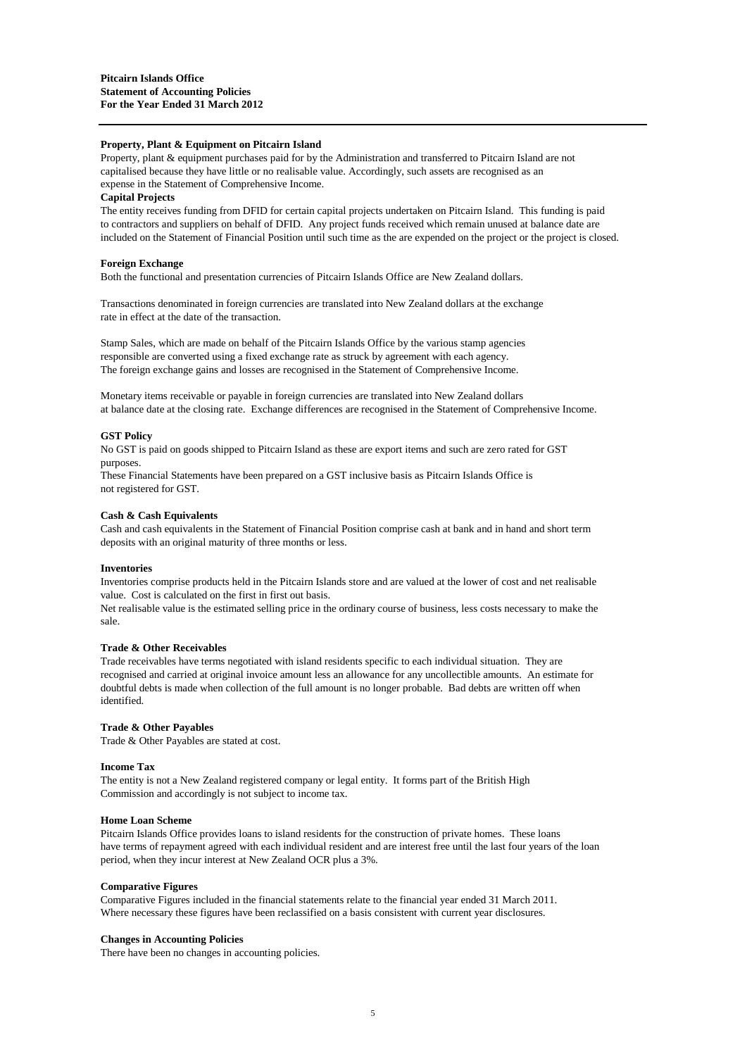**Pitcairn Islands Office**
**Statement of Accounting Policies**
**For the Year Ended 31 March 2012**

**Property, Plant & Equipment on Pitcairn Island**

Property, plant & equipment purchases paid for by the Administration and transferred to Pitcairn Island are not capitalised because they have little or no realisable value. Accordingly, such assets are recognised as an expense in the Statement of Comprehensive Income.

**Capital Projects**

The entity receives funding from DFID for certain capital projects undertaken on Pitcairn Island. This funding is paid to contractors and suppliers on behalf of DFID. Any project funds received which remain unused at balance date are included on the Statement of Financial Position until such time as the are expended on the project or the project is closed.

**Foreign Exchange**

Both the functional and presentation currencies of Pitcairn Islands Office are New Zealand dollars.

Transactions denominated in foreign currencies are translated into New Zealand dollars at the exchange rate in effect at the date of the transaction.

Stamp Sales, which are made on behalf of the Pitcairn Islands Office by the various stamp agencies responsible are converted using a fixed exchange rate as struck by agreement with each agency. The foreign exchange gains and losses are recognised in the Statement of Comprehensive Income.

Monetary items receivable or payable in foreign currencies are translated into New Zealand dollars at balance date at the closing rate. Exchange differences are recognised in the Statement of Comprehensive Income.

**GST Policy**

No GST is paid on goods shipped to Pitcairn Island as these are export items and such are zero rated for GST purposes.

These Financial Statements have been prepared on a GST inclusive basis as Pitcairn Islands Office is not registered for GST.

**Cash & Cash Equivalents**

Cash and cash equivalents in the Statement of Financial Position comprise cash at bank and in hand and short term deposits with an original maturity of three months or less.

**Inventories**

Inventories comprise products held in the Pitcairn Islands store and are valued at the lower of cost and net realisable value. Cost is calculated on the first in first out basis.

Net realisable value is the estimated selling price in the ordinary course of business, less costs necessary to make the sale.

**Trade & Other Receivables**

Trade receivables have terms negotiated with island residents specific to each individual situation. They are recognised and carried at original invoice amount less an allowance for any uncollectible amounts. An estimate for doubtful debts is made when collection of the full amount is no longer probable. Bad debts are written off when identified.

**Trade & Other Payables**

Trade & Other Payables are stated at cost.

**Income Tax**

The entity is not a New Zealand registered company or legal entity. It forms part of the British High Commission and accordingly is not subject to income tax.

**Home Loan Scheme**

Pitcairn Islands Office provides loans to island residents for the construction of private homes. These loans have terms of repayment agreed with each individual resident and are interest free until the last four years of the loan period, when they incur interest at New Zealand OCR plus a 3%.

**Comparative Figures**

Comparative Figures included in the financial statements relate to the financial year ended 31 March 2011. Where necessary these figures have been reclassified on a basis consistent with current year disclosures.

**Changes in Accounting Policies**

There have been no changes in accounting policies.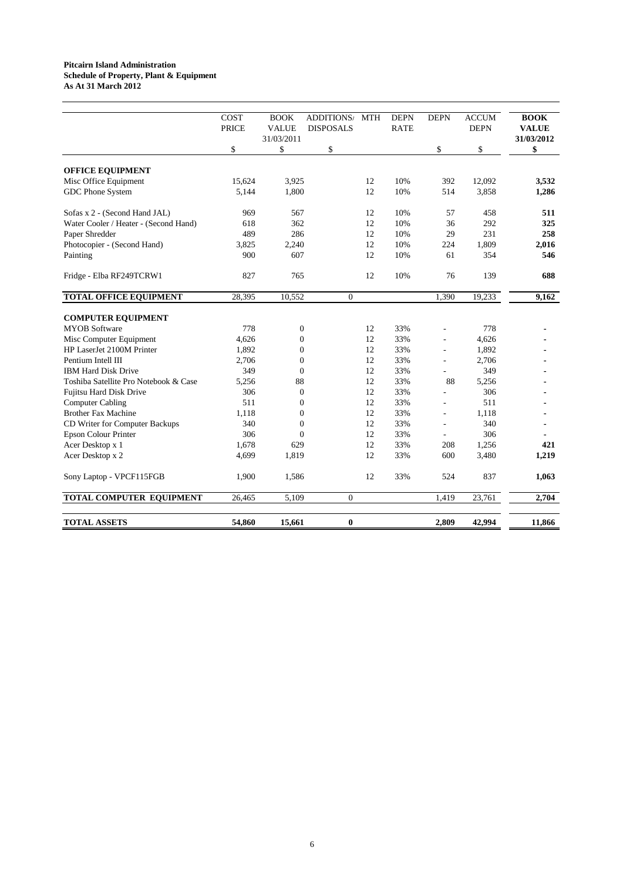**Pitcairn Island Administration**
**Schedule of Property, Plant & Equipment**
**As At 31 March 2012**

| | COST PRICE | BOOK VALUE 31/03/2011 | ADDITIONS/ DISPOSALS | MTH | DEPN RATE | DEPN | ACCUM DEPN | **BOOK VALUE 31/03/2012** |
|---|---|---|---|---|---|---|---|---|
| | $ | $ | $ | | | $ | $ | **$** |
| **OFFICE EQUIPMENT** | | | | | | | | |
| Misc Office Equipment | 15,624 | 3,925 | | 12 | 10% | 392 | 12,092 | **3,532** |
| GDC Phone System | 5,144 | 1,800 | | 12 | 10% | 514 | 3,858 | **1,286** |
| Sofas x 2 - (Second Hand JAL) | 969 | 567 | | 12 | 10% | 57 | 458 | **511** |
| Water Cooler / Heater - (Second Hand) | 618 | 362 | | 12 | 10% | 36 | 292 | **325** |
| Paper Shredder | 489 | 286 | | 12 | 10% | 29 | 231 | **258** |
| Photocopier - (Second Hand) | 3,825 | 2,240 | | 12 | 10% | 224 | 1,809 | **2,016** |
| Painting | 900 | 607 | | 12 | 10% | 61 | 354 | **546** |
| Fridge - Elba RF249TCRW1 | 827 | 765 | | 12 | 10% | 76 | 139 | **688** |
| **TOTAL OFFICE EQUIPMENT** | 28,395 | 10,552 | 0 | | | 1,390 | 19,233 | **9,162** |
| **COMPUTER EQUIPMENT** | | | | | | | | |
| MYOB Software | 778 | 0 | | 12 | 33% | - | 778 | - |
| Misc Computer Equipment | 4,626 | 0 | | 12 | 33% | - | 4,626 | - |
| HP LaserJet 2100M Printer | 1,892 | 0 | | 12 | 33% | - | 1,892 | - |
| Pentium Intell III | 2,706 | 0 | | 12 | 33% | - | 2,706 | - |
| IBM Hard Disk Drive | 349 | 0 | | 12 | 33% | - | 349 | - |
| Toshiba Satellite Pro Notebook & Case | 5,256 | 88 | | 12 | 33% | 88 | 5,256 | - |
| Fujitsu Hard Disk Drive | 306 | 0 | | 12 | 33% | - | 306 | - |
| Computer Cabling | 511 | 0 | | 12 | 33% | - | 511 | - |
| Brother Fax Machine | 1,118 | 0 | | 12 | 33% | - | 1,118 | - |
| CD Writer for Computer Backups | 340 | 0 | | 12 | 33% | - | 340 | - |
| Epson Colour Printer | 306 | 0 | | 12 | 33% | - | 306 | - |
| Acer Desktop x 1 | 1,678 | 629 | | 12 | 33% | 208 | 1,256 | **421** |
| Acer Desktop x 2 | 4,699 | 1,819 | | 12 | 33% | 600 | 3,480 | **1,219** |
| Sony Laptop - VPCF115FGB | 1,900 | 1,586 | | 12 | 33% | 524 | 837 | **1,063** |
| **TOTAL COMPUTER EQUIPMENT** | 26,465 | 5,109 | 0 | | | 1,419 | 23,761 | **2,704** |
| **TOTAL ASSETS** | **54,860** | **15,661** | **0** | | | **2,809** | **42,994** | **11,866** |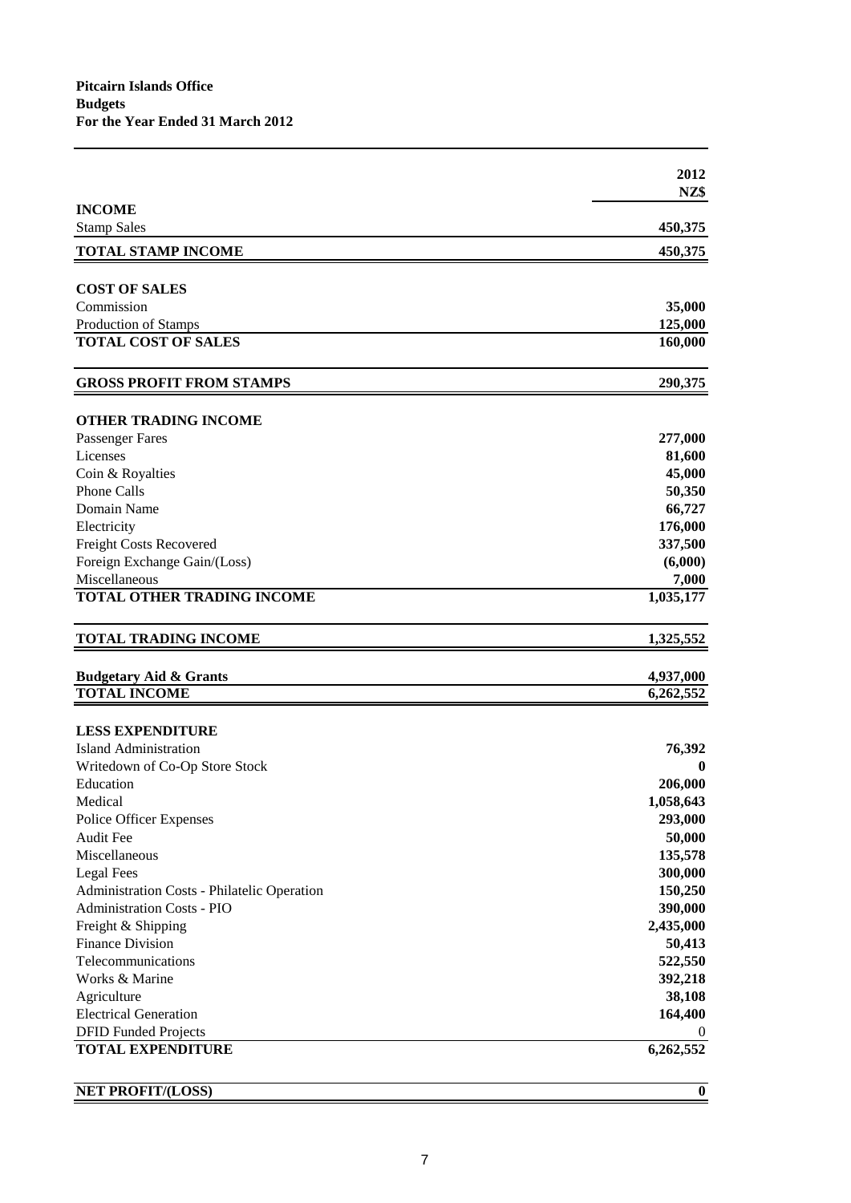**Pitcairn Islands Office**
**Budgets**
**For the Year Ended 31 March 2012**

| | 2012 |
|---|---|
| | NZ$ |
| **INCOME** | |
| Stamp Sales | **450,375** |
| **TOTAL STAMP INCOME** | **450,375** |
| | |
| **COST OF SALES** | |
| Commission | **35,000** |
| Production of Stamps | **125,000** |
| **TOTAL COST OF SALES** | **160,000** |
| | |
| **GROSS PROFIT FROM STAMPS** | **290,375** |
| | |
| **OTHER TRADING INCOME** | |
| Passenger Fares | **277,000** |
| Licenses | **81,600** |
| Coin & Royalties | **45,000** |
| Phone Calls | **50,350** |
| Domain Name | **66,727** |
| Electricity | **176,000** |
| Freight Costs Recovered | **337,500** |
| Foreign Exchange Gain/(Loss) | **(6,000)** |
| Miscellaneous | **7,000** |
| **TOTAL OTHER TRADING INCOME** | **1,035,177** |
| | |
| **TOTAL TRADING INCOME** | **1,325,552** |
| | |
| **Budgetary Aid & Grants** | **4,937,000** |
| **TOTAL INCOME** | **6,262,552** |
| | |
| **LESS EXPENDITURE** | |
| Island Administration | **76,392** |
| Writedown of Co-Op Store Stock | **0** |
| Education | **206,000** |
| Medical | **1,058,643** |
| Police Officer Expenses | **293,000** |
| Audit Fee | **50,000** |
| Miscellaneous | **135,578** |
| Legal Fees | **300,000** |
| Administration Costs - Philatelic Operation | **150,250** |
| Administration Costs - PIO | **390,000** |
| Freight & Shipping | **2,435,000** |
| Finance Division | **50,413** |
| Telecommunications | **522,550** |
| Works & Marine | **392,218** |
| Agriculture | **38,108** |
| Electrical Generation | **164,400** |
| DFID Funded Projects | 0 |
| **TOTAL EXPENDITURE** | **6,262,552** |
| | |
| **NET PROFIT/(LOSS)** | **0** |